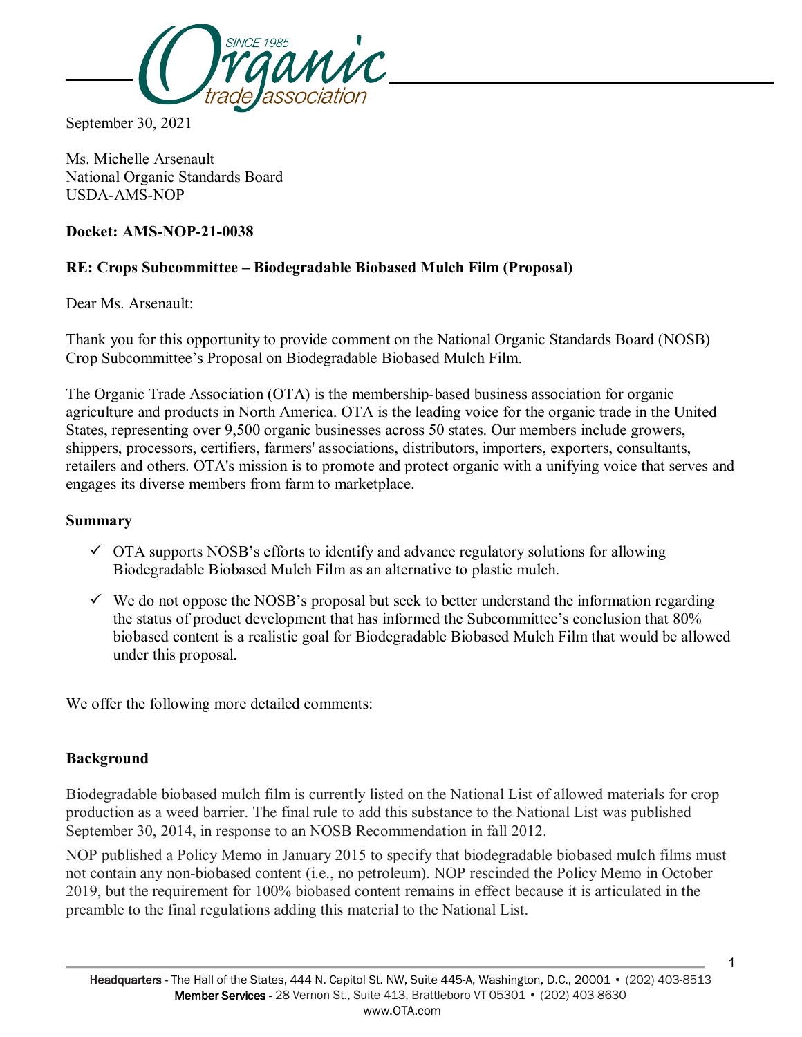September 30, 2021

Ms. Michelle Arsenault
National Organic Standards Board
USDA-AMS-NOP

**Docket: AMS-NOP-21-0038**

**RE: Crops Subcommittee – Biodegradable Biobased Mulch Film (Proposal)**

Dear Ms. Arsenault:

Thank you for this opportunity to provide comment on the National Organic Standards Board (NOSB) Crop Subcommittee's Proposal on Biodegradable Biobased Mulch Film.

The Organic Trade Association (OTA) is the membership-based business association for organic agriculture and products in North America. OTA is the leading voice for the organic trade in the United States, representing over 9,500 organic businesses across 50 states. Our members include growers, shippers, processors, certifiers, farmers' associations, distributors, importers, exporters, consultants, retailers and others. OTA's mission is to promote and protect organic with a unifying voice that serves and engages its diverse members from farm to marketplace.

**Summary**

- ✓ OTA supports NOSB's efforts to identify and advance regulatory solutions for allowing Biodegradable Biobased Mulch Film as an alternative to plastic mulch.
- ✓ We do not oppose the NOSB's proposal but seek to better understand the information regarding the status of product development that has informed the Subcommittee's conclusion that 80% biobased content is a realistic goal for Biodegradable Biobased Mulch Film that would be allowed under this proposal.

We offer the following more detailed comments:

**Background**

Biodegradable biobased mulch film is currently listed on the National List of allowed materials for crop production as a weed barrier. The final rule to add this substance to the National List was published September 30, 2014, in response to an NOSB Recommendation in fall 2012.

NOP published a Policy Memo in January 2015 to specify that biodegradable biobased mulch films must not contain any non-biobased content (i.e., no petroleum). NOP rescinded the Policy Memo in October 2019, but the requirement for 100% biobased content remains in effect because it is articulated in the preamble to the final regulations adding this material to the National List.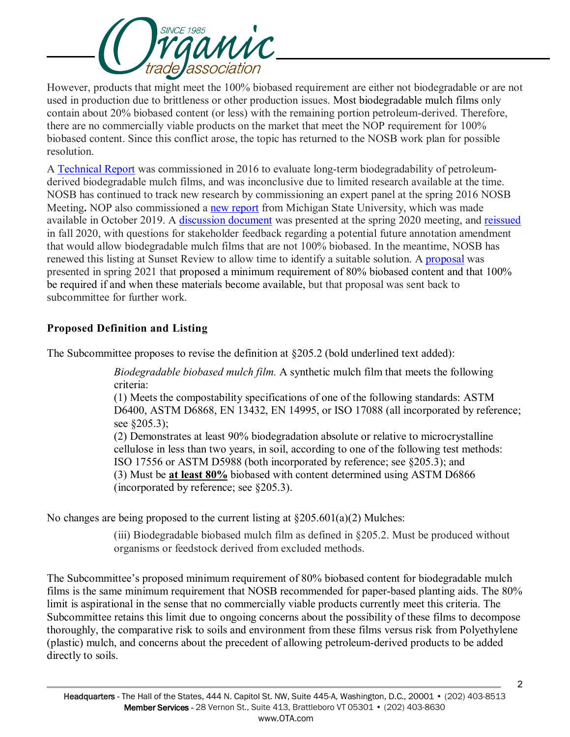However, products that might meet the 100% biobased requirement are either not biodegradable or are not used in production due to brittleness or other production issues. Most biodegradable mulch films only contain about 20% biobased content (or less) with the remaining portion petroleum-derived. Therefore, there are no commercially viable products on the market that meet the NOP requirement for 100% biobased content. Since this conflict arose, the topic has returned to the NOSB work plan for possible resolution.

A Technical Report was commissioned in 2016 to evaluate long-term biodegradability of petroleum-derived biodegradable mulch films, and was inconclusive due to limited research available at the time. NOSB has continued to track new research by commissioning an expert panel at the spring 2016 NOSB Meeting**.** NOP also commissioned a new report from Michigan State University, which was made available in October 2019. A discussion document was presented at the spring 2020 meeting, and reissued in fall 2020, with questions for stakeholder feedback regarding a potential future annotation amendment that would allow biodegradable mulch films that are not 100% biobased. In the meantime, NOSB has renewed this listing at Sunset Review to allow time to identify a suitable solution. A proposal was presented in spring 2021 that proposed a minimum requirement of 80% biobased content and that 100% be required if and when these materials become available, but that proposal was sent back to subcommittee for further work.

**Proposed Definition and Listing**

The Subcommittee proposes to revise the definition at §205.2 (bold underlined text added):

> *Biodegradable biobased mulch film.* A synthetic mulch film that meets the following criteria:
> (1) Meets the compostability specifications of one of the following standards: ASTM D6400, ASTM D6868, EN 13432, EN 14995, or ISO 17088 (all incorporated by reference; see §205.3);
> (2) Demonstrates at least 90% biodegradation absolute or relative to microcrystalline cellulose in less than two years, in soil, according to one of the following test methods: ISO 17556 or ASTM D5988 (both incorporated by reference; see §205.3); and
> (3) Must be <u>**at least 80%**</u> biobased with content determined using ASTM D6866 (incorporated by reference; see §205.3).

No changes are being proposed to the current listing at §205.601(a)(2) Mulches:

> (iii) Biodegradable biobased mulch film as defined in §205.2. Must be produced without organisms or feedstock derived from excluded methods.

The Subcommittee's proposed minimum requirement of 80% biobased content for biodegradable mulch films is the same minimum requirement that NOSB recommended for paper-based planting aids. The 80% limit is aspirational in the sense that no commercially viable products currently meet this criteria. The Subcommittee retains this limit due to ongoing concerns about the possibility of these films to decompose thoroughly, the comparative risk to soils and environment from these films versus risk from Polyethylene (plastic) mulch, and concerns about the precedent of allowing petroleum-derived products to be added directly to soils.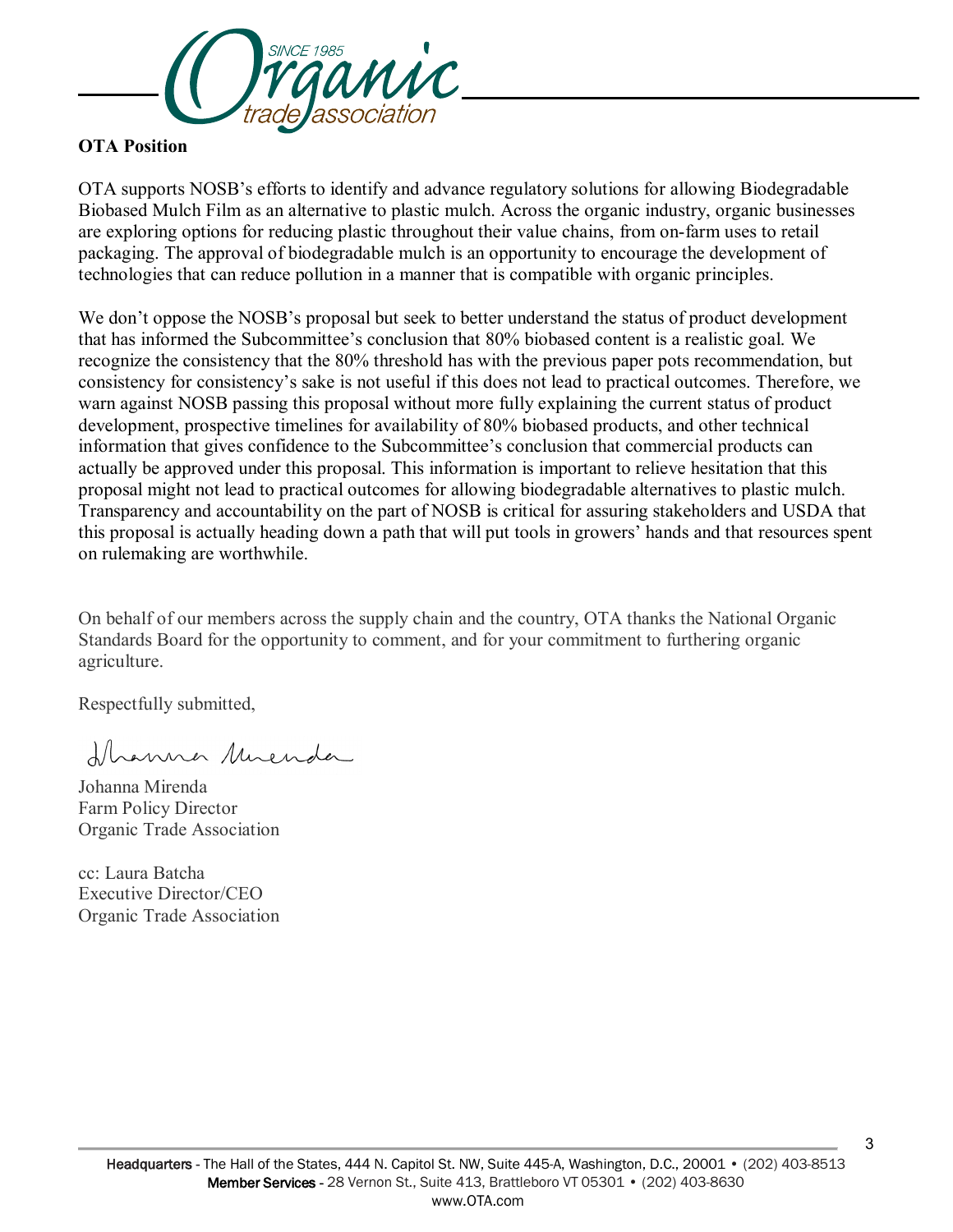**OTA Position**

OTA supports NOSB's efforts to identify and advance regulatory solutions for allowing Biodegradable Biobased Mulch Film as an alternative to plastic mulch. Across the organic industry, organic businesses are exploring options for reducing plastic throughout their value chains, from on-farm uses to retail packaging. The approval of biodegradable mulch is an opportunity to encourage the development of technologies that can reduce pollution in a manner that is compatible with organic principles.

We don't oppose the NOSB's proposal but seek to better understand the status of product development that has informed the Subcommittee's conclusion that 80% biobased content is a realistic goal. We recognize the consistency that the 80% threshold has with the previous paper pots recommendation, but consistency for consistency's sake is not useful if this does not lead to practical outcomes. Therefore, we warn against NOSB passing this proposal without more fully explaining the current status of product development, prospective timelines for availability of 80% biobased products, and other technical information that gives confidence to the Subcommittee's conclusion that commercial products can actually be approved under this proposal. This information is important to relieve hesitation that this proposal might not lead to practical outcomes for allowing biodegradable alternatives to plastic mulch. Transparency and accountability on the part of NOSB is critical for assuring stakeholders and USDA that this proposal is actually heading down a path that will put tools in growers' hands and that resources spent on rulemaking are worthwhile.

On behalf of our members across the supply chain and the country, OTA thanks the National Organic Standards Board for the opportunity to comment, and for your commitment to furthering organic agriculture.

Respectfully submitted,

Johanna Mirenda
Farm Policy Director
Organic Trade Association

cc: Laura Batcha
Executive Director/CEO
Organic Trade Association